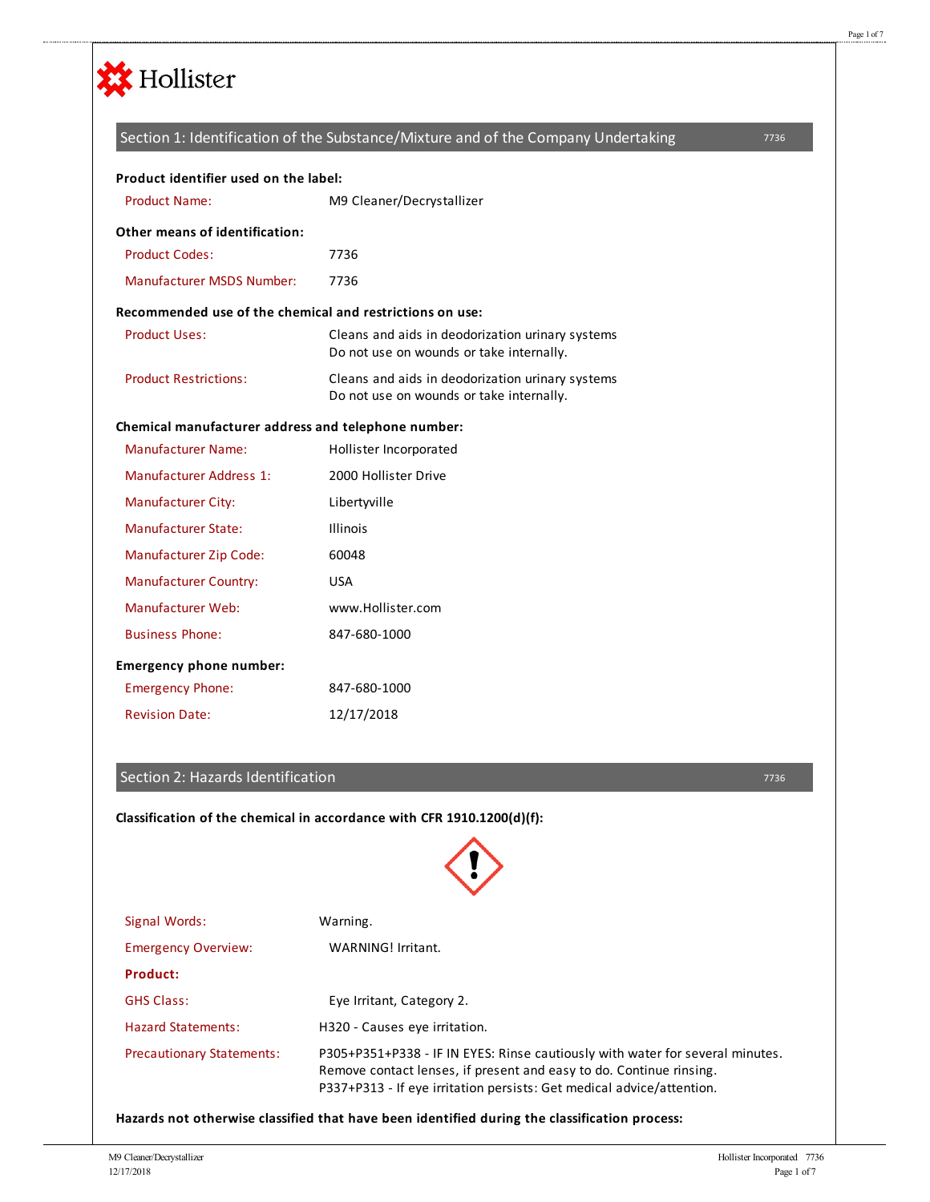Hollister

## Section 1: Identification of the Substance/Mixture and of the Company Undertaking

7736

**Product identifier used on the label:**

Product Name: M9 Cleaner/Decrystallizer

**Other means of identification:**

Product Codes: 7736

Manufacturer MSDS Number: 7736

**Recommended use of the chemical and restrictions on use:**

Product Uses: Cleans and aids in deodorization urinary systems
Do not use on wounds or take internally.

Product Restrictions: Cleans and aids in deodorization urinary systems
Do not use on wounds or take internally.

**Chemical manufacturer address and telephone number:**

Manufacturer Name: Hollister Incorporated

Manufacturer Address 1: 2000 Hollister Drive

Manufacturer City: Libertyville

Manufacturer State: Illinois

Manufacturer Zip Code: 60048

Manufacturer Country: USA

Manufacturer Web: www.Hollister.com

Business Phone: 847-680-1000

**Emergency phone number:**

Emergency Phone: 847-680-1000

Revision Date: 12/17/2018

## Section 2: Hazards Identification

7736

**Classification of the chemical in accordance with CFR 1910.1200(d)(f):**

Signal Words: Warning.

Emergency Overview: WARNING! Irritant.

**Product:**

GHS Class: Eye Irritant, Category 2.

Hazard Statements: H320 - Causes eye irritation.

Precautionary Statements: P305+P351+P338 - IF IN EYES: Rinse cautiously with water for several minutes. Remove contact lenses, if present and easy to do. Continue rinsing.
P337+P313 - If eye irritation persists: Get medical advice/attention.

**Hazards not otherwise classified that have been identified during the classification process:**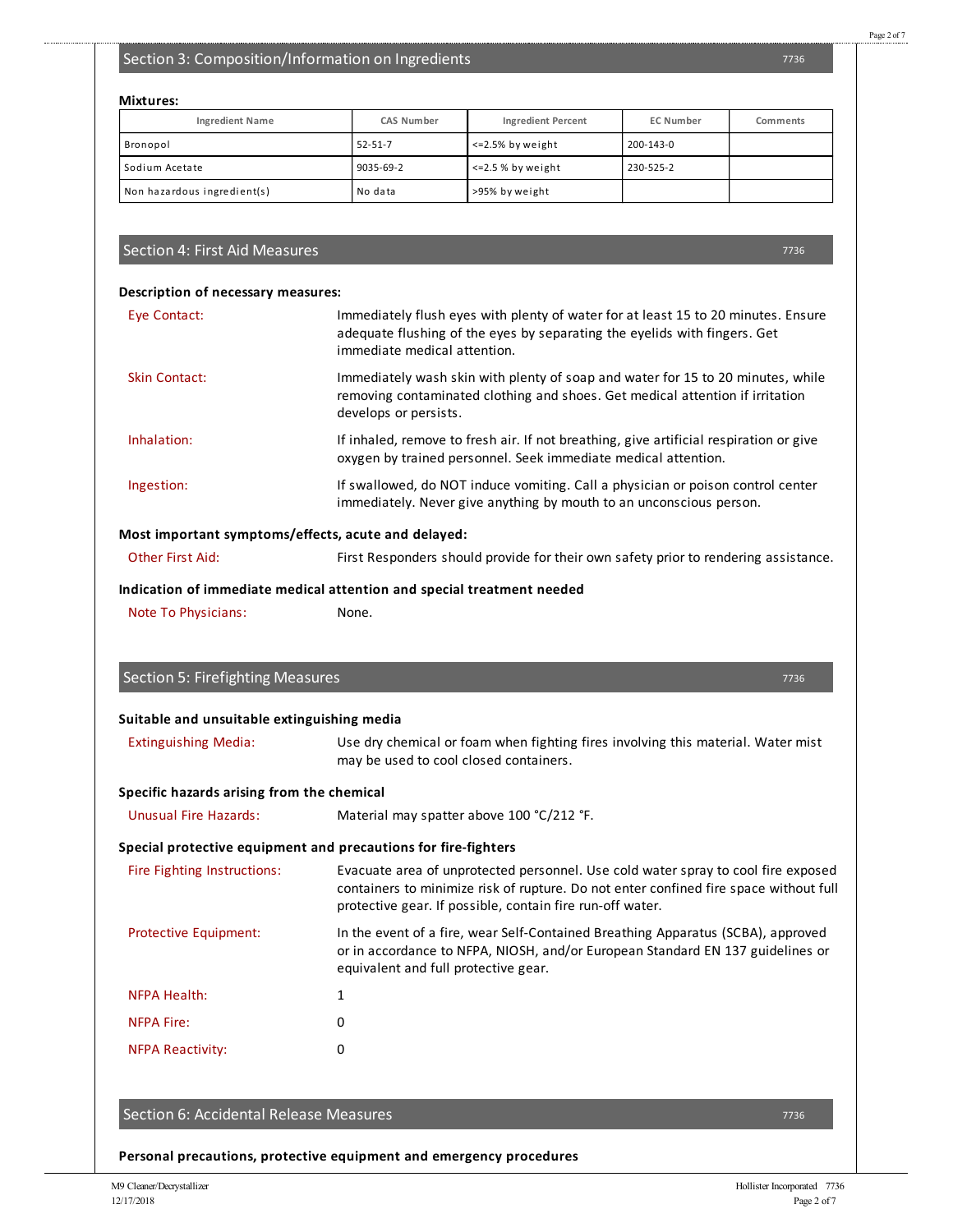## Section 3: Composition/Information on Ingredients

**Mixtures:**

| Ingredient Name | CAS Number | Ingredient Percent | EC Number | Comments |
|---|---|---|---|---|
| Bronopol | 52-51-7 | <=2.5% by weight | 200-143-0 | |
| Sodium Acetate | 9035-69-2 | <=2.5 % by weight | 230-525-2 | |
| Non hazardous ingredient(s) | No data | >95% by weight | | |

## Section 4: First Aid Measures

**Description of necessary measures:**

Eye Contact: Immediately flush eyes with plenty of water for at least 15 to 20 minutes. Ensure adequate flushing of the eyes by separating the eyelids with fingers. Get immediate medical attention.

Skin Contact: Immediately wash skin with plenty of soap and water for 15 to 20 minutes, while removing contaminated clothing and shoes. Get medical attention if irritation develops or persists.

Inhalation: If inhaled, remove to fresh air. If not breathing, give artificial respiration or give oxygen by trained personnel. Seek immediate medical attention.

Ingestion: If swallowed, do NOT induce vomiting. Call a physician or poison control center immediately. Never give anything by mouth to an unconscious person.

**Most important symptoms/effects, acute and delayed:**

Other First Aid: First Responders should provide for their own safety prior to rendering assistance.

**Indication of immediate medical attention and special treatment needed**

Note To Physicians: None.

## Section 5: Firefighting Measures

**Suitable and unsuitable extinguishing media**

Extinguishing Media: Use dry chemical or foam when fighting fires involving this material. Water mist may be used to cool closed containers.

**Specific hazards arising from the chemical**

Unusual Fire Hazards: Material may spatter above 100 °C/212 °F.

**Special protective equipment and precautions for fire-fighters**

Fire Fighting Instructions: Evacuate area of unprotected personnel. Use cold water spray to cool fire exposed containers to minimize risk of rupture. Do not enter confined fire space without full protective gear. If possible, contain fire run-off water.

Protective Equipment: In the event of a fire, wear Self-Contained Breathing Apparatus (SCBA), approved or in accordance to NFPA, NIOSH, and/or European Standard EN 137 guidelines or equivalent and full protective gear.

NFPA Health: 1

NFPA Fire: 0

NFPA Reactivity: 0

## Section 6: Accidental Release Measures

**Personal precautions, protective equipment and emergency procedures**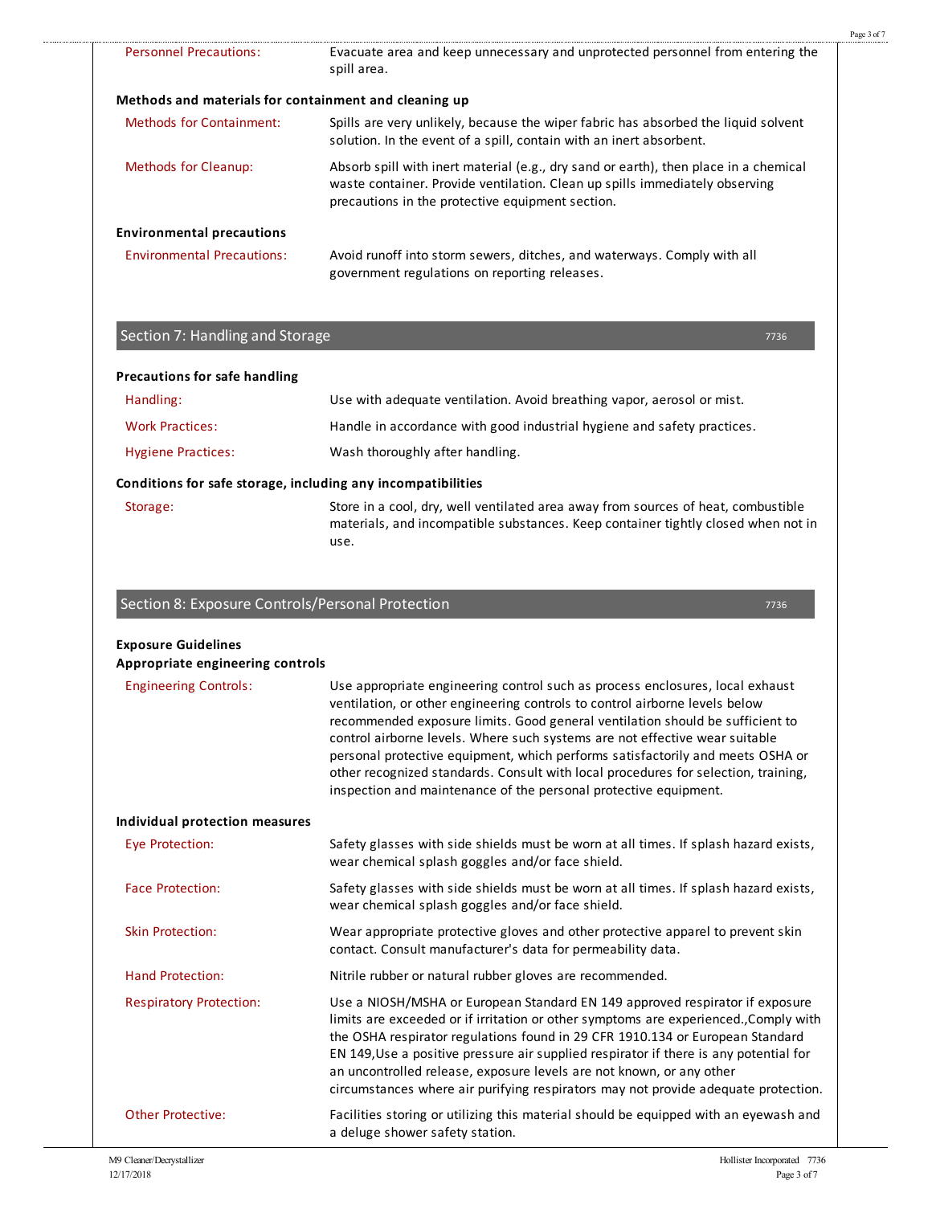**Personnel Precautions:** Evacuate area and keep unnecessary and unprotected personnel from entering the spill area.

### Methods and materials for containment and cleaning up

**Methods for Containment:** Spills are very unlikely, because the wiper fabric has absorbed the liquid solvent solution. In the event of a spill, contain with an inert absorbent.

**Methods for Cleanup:** Absorb spill with inert material (e.g., dry sand or earth), then place in a chemical waste container. Provide ventilation. Clean up spills immediately observing precautions in the protective equipment section.

### Environmental precautions

**Environmental Precautions:** Avoid runoff into storm sewers, ditches, and waterways. Comply with all government regulations on reporting releases.

## Section 7: Handling and Storage

### Precautions for safe handling

**Handling:** Use with adequate ventilation. Avoid breathing vapor, aerosol or mist.

**Work Practices:** Handle in accordance with good industrial hygiene and safety practices.

**Hygiene Practices:** Wash thoroughly after handling.

### Conditions for safe storage, including any incompatibilities

**Storage:** Store in a cool, dry, well ventilated area away from sources of heat, combustible materials, and incompatible substances. Keep container tightly closed when not in use.

## Section 8: Exposure Controls/Personal Protection

### Exposure Guidelines

### Appropriate engineering controls

**Engineering Controls:** Use appropriate engineering control such as process enclosures, local exhaust ventilation, or other engineering controls to control airborne levels below recommended exposure limits. Good general ventilation should be sufficient to control airborne levels. Where such systems are not effective wear suitable personal protective equipment, which performs satisfactorily and meets OSHA or other recognized standards. Consult with local procedures for selection, training, inspection and maintenance of the personal protective equipment.

### Individual protection measures

**Eye Protection:** Safety glasses with side shields must be worn at all times. If splash hazard exists, wear chemical splash goggles and/or face shield.

**Face Protection:** Safety glasses with side shields must be worn at all times. If splash hazard exists, wear chemical splash goggles and/or face shield.

**Skin Protection:** Wear appropriate protective gloves and other protective apparel to prevent skin contact. Consult manufacturer's data for permeability data.

**Hand Protection:** Nitrile rubber or natural rubber gloves are recommended.

**Respiratory Protection:** Use a NIOSH/MSHA or European Standard EN 149 approved respirator if exposure limits are exceeded or if irritation or other symptoms are experienced.,Comply with the OSHA respirator regulations found in 29 CFR 1910.134 or European Standard EN 149,Use a positive pressure air supplied respirator if there is any potential for an uncontrolled release, exposure levels are not known, or any other circumstances where air purifying respirators may not provide adequate protection.

**Other Protective:** Facilities storing or utilizing this material should be equipped with an eyewash and a deluge shower safety station.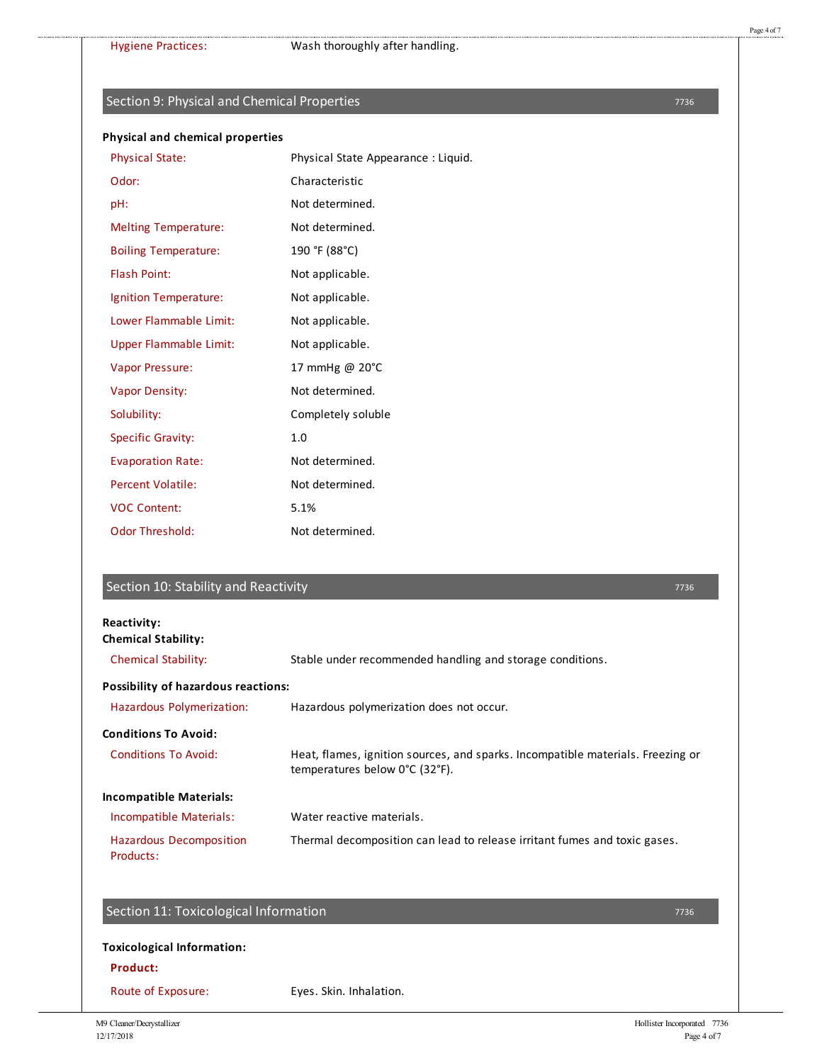| | |
|---|---|
| Hygiene Practices: | Wash thoroughly after handling. |

## Section 9: Physical and Chemical Properties

**Physical and chemical properties**

| | |
|---|---|
| Physical State: | Physical State Appearance : Liquid. |
| Odor: | Characteristic |
| pH: | Not determined. |
| Melting Temperature: | Not determined. |
| Boiling Temperature: | 190 °F (88°C) |
| Flash Point: | Not applicable. |
| Ignition Temperature: | Not applicable. |
| Lower Flammable Limit: | Not applicable. |
| Upper Flammable Limit: | Not applicable. |
| Vapor Pressure: | 17 mmHg @ 20°C |
| Vapor Density: | Not determined. |
| Solubility: | Completely soluble |
| Specific Gravity: | 1.0 |
| Evaporation Rate: | Not determined. |
| Percent Volatile: | Not determined. |
| VOC Content: | 5.1% |
| Odor Threshold: | Not determined. |

## Section 10: Stability and Reactivity

**Reactivity:**

**Chemical Stability:**

| | |
|---|---|
| Chemical Stability: | Stable under recommended handling and storage conditions. |

**Possibility of hazardous reactions:**

| | |
|---|---|
| Hazardous Polymerization: | Hazardous polymerization does not occur. |

**Conditions To Avoid:**

| | |
|---|---|
| Conditions To Avoid: | Heat, flames, ignition sources, and sparks. Incompatible materials. Freezing or temperatures below 0°C (32°F). |

**Incompatible Materials:**

| | |
|---|---|
| Incompatible Materials: | Water reactive materials. |
| Hazardous Decomposition Products: | Thermal decomposition can lead to release irritant fumes and toxic gases. |

## Section 11: Toxicological Information

**Toxicological Information:**

**Product:**

| | |
|---|---|
| Route of Exposure: | Eyes. Skin. Inhalation. |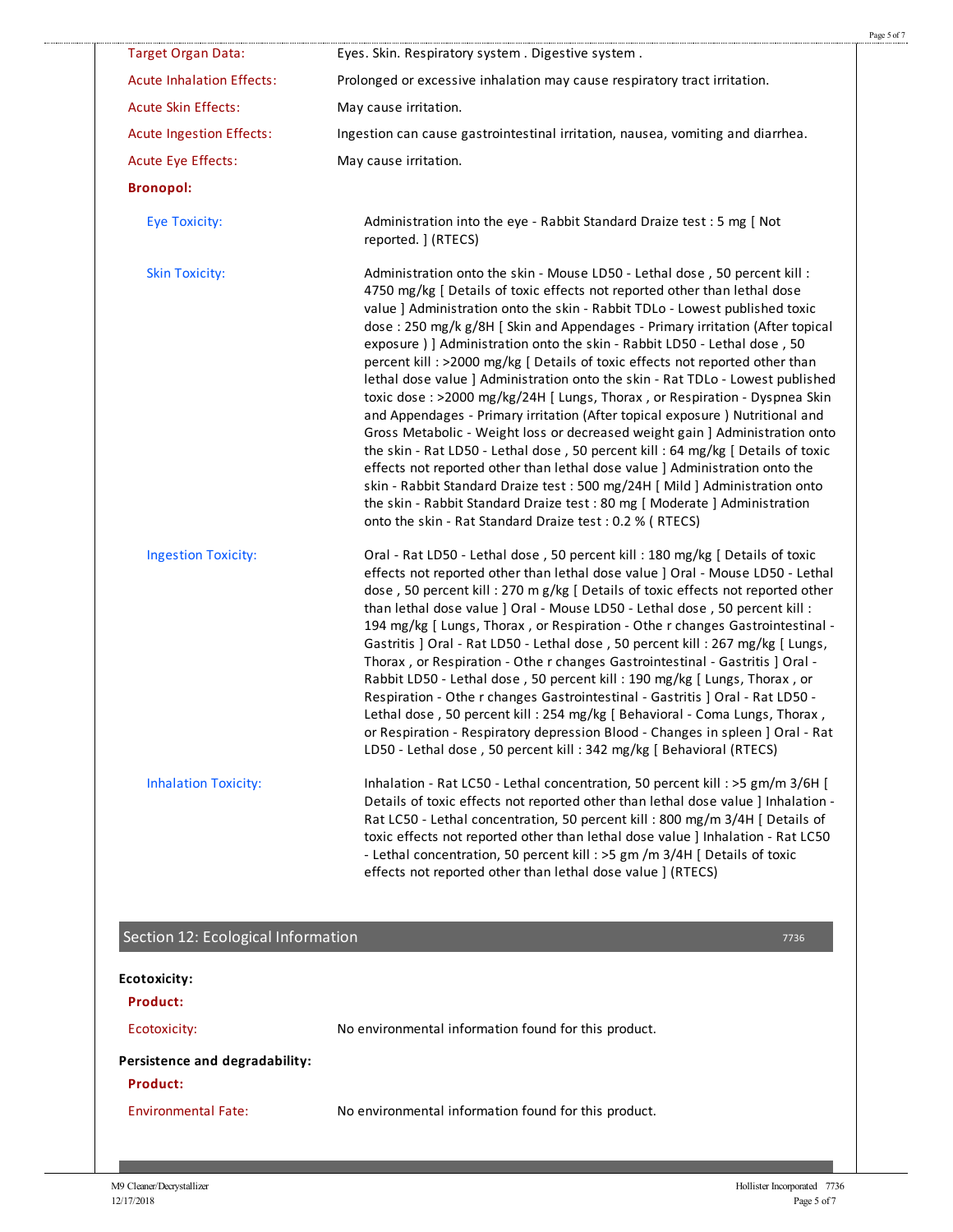| | |
|---|---|
| Target Organ Data: | Eyes. Skin. Respiratory system . Digestive system . |
| Acute Inhalation Effects: | Prolonged or excessive inhalation may cause respiratory tract irritation. |
| Acute Skin Effects: | May cause irritation. |
| Acute Ingestion Effects: | Ingestion can cause gastrointestinal irritation, nausea, vomiting and diarrhea. |
| Acute Eye Effects: | May cause irritation. |

**Bronopol:**

| | |
|---|---|
| Eye Toxicity: | Administration into the eye - Rabbit Standard Draize test : 5 mg [ Not reported. ] (RTECS) |
| Skin Toxicity: | Administration onto the skin - Mouse LD50 - Lethal dose , 50 percent kill : 4750 mg/kg [ Details of toxic effects not reported other than lethal dose value ] Administration onto the skin - Rabbit TDLo - Lowest published toxic dose : 250 mg/k g/8H [ Skin and Appendages - Primary irritation (After topical exposure ) ] Administration onto the skin - Rabbit LD50 - Lethal dose , 50 percent kill : >2000 mg/kg [ Details of toxic effects not reported other than lethal dose value ] Administration onto the skin - Rat TDLo - Lowest published toxic dose : >2000 mg/kg/24H [ Lungs, Thorax , or Respiration - Dyspnea Skin and Appendages - Primary irritation (After topical exposure ) Nutritional and Gross Metabolic - Weight loss or decreased weight gain ] Administration onto the skin - Rat LD50 - Lethal dose , 50 percent kill : 64 mg/kg [ Details of toxic effects not reported other than lethal dose value ] Administration onto the skin - Rabbit Standard Draize test : 500 mg/24H [ Mild ] Administration onto the skin - Rabbit Standard Draize test : 80 mg [ Moderate ] Administration onto the skin - Rat Standard Draize test : 0.2 % ( RTECS) |
| Ingestion Toxicity: | Oral - Rat LD50 - Lethal dose , 50 percent kill : 180 mg/kg [ Details of toxic effects not reported other than lethal dose value ] Oral - Mouse LD50 - Lethal dose , 50 percent kill : 270 m g/kg [ Details of toxic effects not reported other than lethal dose value ] Oral - Mouse LD50 - Lethal dose , 50 percent kill : 194 mg/kg [ Lungs, Thorax , or Respiration - Othe r changes Gastrointestinal - Gastritis ] Oral - Rat LD50 - Lethal dose , 50 percent kill : 267 mg/kg [ Lungs, Thorax , or Respiration - Othe r changes Gastrointestinal - Gastritis ] Oral - Rabbit LD50 - Lethal dose , 50 percent kill : 190 mg/kg [ Lungs, Thorax , or Respiration - Othe r changes Gastrointestinal - Gastritis ] Oral - Rat LD50 - Lethal dose , 50 percent kill : 254 mg/kg [ Behavioral - Coma Lungs, Thorax , or Respiration - Respiratory depression Blood - Changes in spleen ] Oral - Rat LD50 - Lethal dose , 50 percent kill : 342 mg/kg [ Behavioral (RTECS) |
| Inhalation Toxicity: | Inhalation - Rat LC50 - Lethal concentration, 50 percent kill : >5 gm/m 3/6H [ Details of toxic effects not reported other than lethal dose value ] Inhalation - Rat LC50 - Lethal concentration, 50 percent kill : 800 mg/m 3/4H [ Details of toxic effects not reported other than lethal dose value ] Inhalation - Rat LC50 - Lethal concentration, 50 percent kill : >5 gm /m 3/4H [ Details of toxic effects not reported other than lethal dose value ] (RTECS) |

## Section 12: Ecological Information

7736

**Ecotoxicity:**

**Product:**

| | |
|---|---|
| Ecotoxicity: | No environmental information found for this product. |

**Persistence and degradability:**

**Product:**

| | |
|---|---|
| Environmental Fate: | No environmental information found for this product. |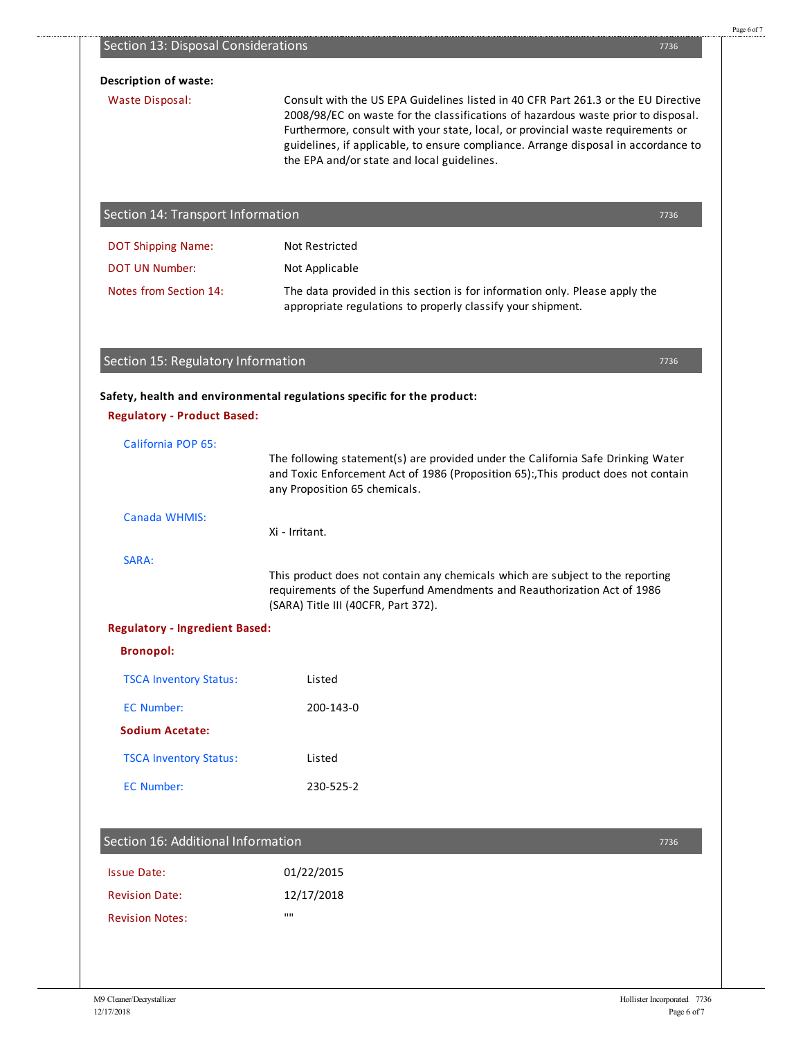## Section 13: Disposal Considerations

**Description of waste:**

Waste Disposal: Consult with the US EPA Guidelines listed in 40 CFR Part 261.3 or the EU Directive 2008/98/EC on waste for the classifications of hazardous waste prior to disposal. Furthermore, consult with your state, local, or provincial waste requirements or guidelines, if applicable, to ensure compliance. Arrange disposal in accordance to the EPA and/or state and local guidelines.

## Section 14: Transport Information

DOT Shipping Name: Not Restricted

DOT UN Number: Not Applicable

Notes from Section 14: The data provided in this section is for information only. Please apply the appropriate regulations to properly classify your shipment.

## Section 15: Regulatory Information

**Safety, health and environmental regulations specific for the product:**

**Regulatory - Product Based:**

California POP 65:

The following statement(s) are provided under the California Safe Drinking Water and Toxic Enforcement Act of 1986 (Proposition 65):,This product does not contain any Proposition 65 chemicals.

Canada WHMIS:

Xi - Irritant.

SARA:

This product does not contain any chemicals which are subject to the reporting requirements of the Superfund Amendments and Reauthorization Act of 1986 (SARA) Title III (40CFR, Part 372).

**Regulatory - Ingredient Based:**

**Bronopol:**

TSCA Inventory Status: Listed

EC Number: 200-143-0

**Sodium Acetate:**

TSCA Inventory Status: Listed

EC Number: 230-525-2

## Section 16: Additional Information

Issue Date: 01/22/2015

Revision Date: 12/17/2018

Revision Notes: ""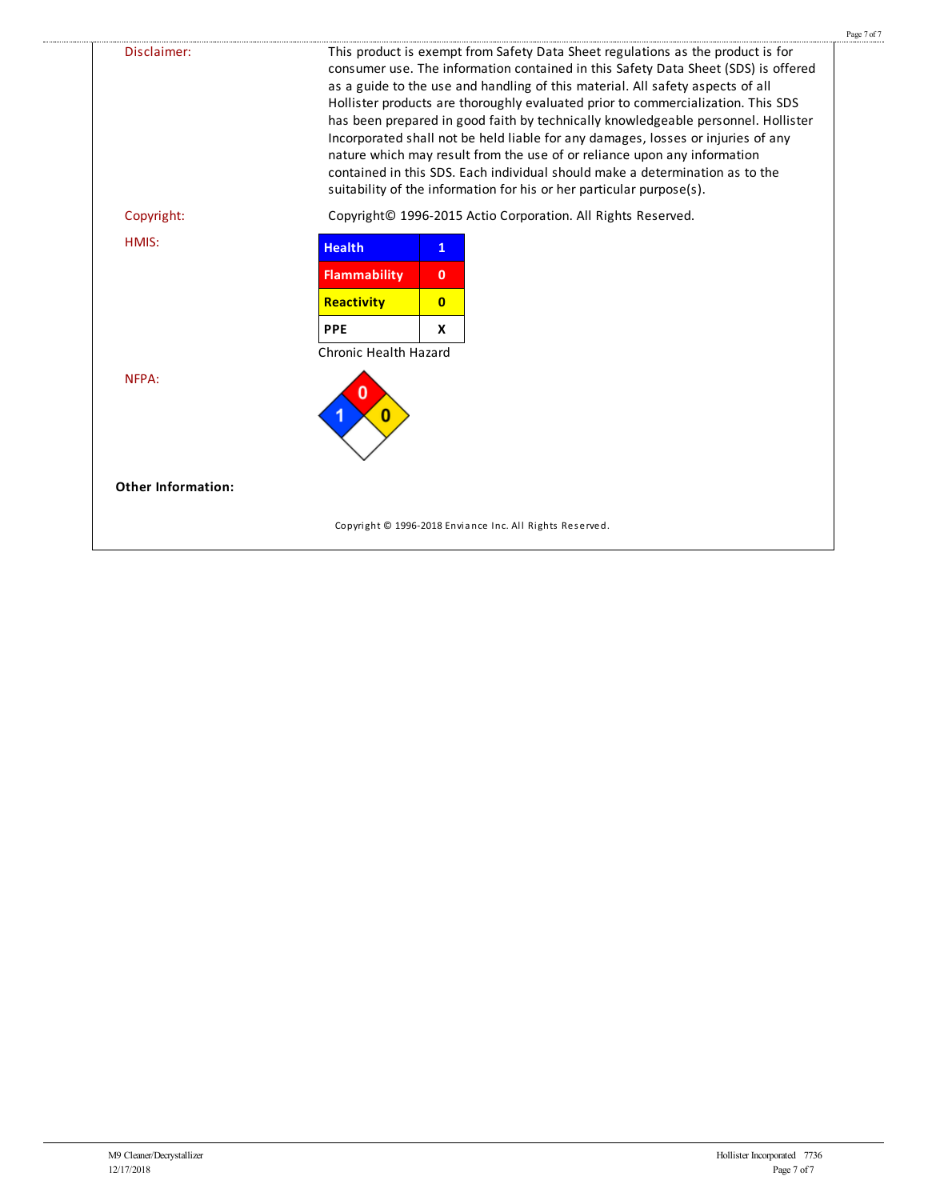**Disclaimer:** This product is exempt from Safety Data Sheet regulations as the product is for consumer use. The information contained in this Safety Data Sheet (SDS) is offered as a guide to the use and handling of this material. All safety aspects of all Hollister products are thoroughly evaluated prior to commercialization. This SDS has been prepared in good faith by technically knowledgeable personnel. Hollister Incorporated shall not be held liable for any damages, losses or injuries of any nature which may result from the use of or reliance upon any information contained in this SDS. Each individual should make a determination as to the suitability of the information for his or her particular purpose(s).

**Copyright:** Copyright© 1996-2015 Actio Corporation. All Rights Reserved.

**HMIS:**

| | |
|---|---|
| Health | 1 |
| Flammability | 0 |
| Reactivity | 0 |
| PPE | X |

Chronic Health Hazard

**NFPA:**

0
1 0

**Other Information:**

Copyright © 1996-2018 Enviance Inc. All Rights Reserved.